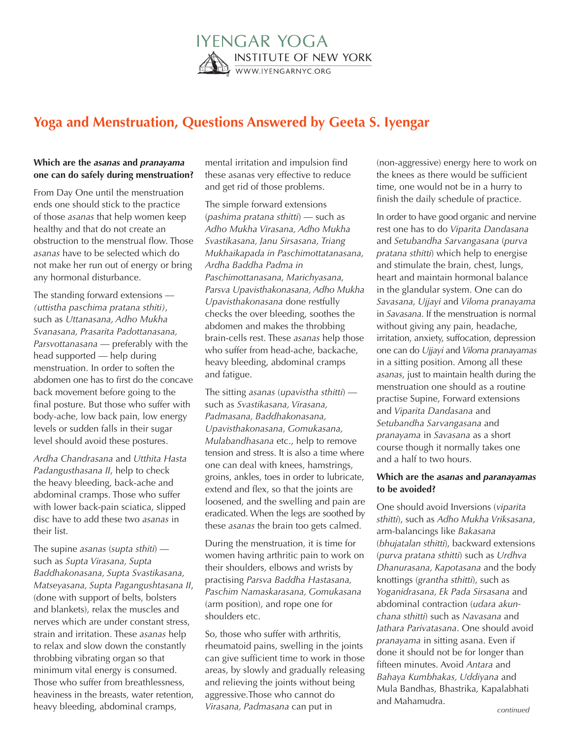IYENGAR YOGA
INSTITUTE OF NEW YORK
WWW.IYENGARNYC.ORG

# Yoga and Menstruation, Questions Answered by Geeta S. Iyengar

**Which are the *asanas* and *pranayama* one can do safely during menstruation?**

From Day One until the menstruation ends one should stick to the practice of those *asanas* that help women keep healthy and that do not create an obstruction to the menstrual flow. Those *asanas* have to be selected which do not make her run out of energy or bring any hormonal disturbance.

The standing forward extensions — *(uttistha paschima pratana sthiti)*, such as *Uttanasana, Adho Mukha Svanasana, Prasarita Padottanasana, Parsvottanasana* — preferably with the head supported — help during menstruation. In order to soften the abdomen one has to first do the concave back movement before going to the final posture. But those who suffer with body-ache, low back pain, low energy levels or sudden falls in their sugar level should avoid these postures.

*Ardha Chandrasana* and *Utthita Hasta Padangusthasana II*, help to check the heavy bleeding, back-ache and abdominal cramps. Those who suffer with lower back-pain sciatica, slipped disc have to add these two *asanas* in their list.

The supine *asanas* (*supta sthiti*) — such as *Supta Virasana, Supta Baddhakonasana, Supta Svastikasana, Matseyasana, Supta Pagangushtasana II*, (done with support of belts, bolsters and blankets), relax the muscles and nerves which are under constant stress, strain and irritation. These *asanas* help to relax and slow down the constantly throbbing vibrating organ so that minimum vital energy is consumed. Those who suffer from breathlessness, heaviness in the breasts, water retention, heavy bleeding, abdominal cramps, mental irritation and impulsion find these asanas very effective to reduce and get rid of those problems.

The simple forward extensions (*pashima pratana sthitti*) — such as *Adho Mukha Virasana, Adho Mukha Svastikasana, Janu Sirsasana, Triang Mukhaikapada in Paschimottatanasana, Ardha Baddha Padma in Paschimottanasana, Marichyasana, Parsva Upavisthakonasana, Adho Mukha Upavisthakonasana* done restfully checks the over bleeding, soothes the abdomen and makes the throbbing brain-cells rest. These *asanas* help those who suffer from head-ache, backache, heavy bleeding, abdominal cramps and fatigue.

The sitting *asanas* (*upavistha sthitti*) — such as *Svastikasana, Virasana, Padmasana, Baddhakonasana, Upavisthakonasana, Gomukasana, Mulabandhasana* etc., help to remove tension and stress. It is also a time where one can deal with knees, hamstrings, groins, ankles, toes in order to lubricate, extend and flex, so that the joints are loosened, and the swelling and pain are eradicated. When the legs are soothed by these *asanas* the brain too gets calmed.

During the menstruation, it is time for women having arthritic pain to work on their shoulders, elbows and wrists by practising *Parsva Baddha Hastasana, Paschim Namaskarasana, Gomukasana* (arm position), and rope one for shoulders etc.

So, those who suffer with arthritis, rheumatoid pains, swelling in the joints can give sufficient time to work in those areas, by slowly and gradually releasing and relieving the joints without being aggressive.Those who cannot do *Virasana, Padmasana* can put in (non-aggressive) energy here to work on the knees as there would be sufficient time, one would not be in a hurry to finish the daily schedule of practice.

In order to have good organic and nervine rest one has to do *Viparita Dandasana* and *Setubandha Sarvangasana* (*purva pratana sthitti*) which help to energise and stimulate the brain, chest, lungs, heart and maintain hormonal balance in the glandular system. One can do *Savasana, Ujjayi* and *Viloma pranayama* in *Savasana*. If the menstruation is normal without giving any pain, headache, irritation, anxiety, suffocation, depression one can do *Ujjayi* and *Viloma pranayamas* in a sitting position. Among all these *asanas*, just to maintain health during the menstruation one should as a routine practise Supine, Forward extensions and *Viparita Dandasana* and *Setubandha Sarvangasana* and *pranayama* in *Savasana* as a short course though it normally takes one and a half to two hours.

**Which are the *asanas* and *paranayamas* to be avoided?**

One should avoid Inversions (*viparita sthitti*), such as *Adho Mukha Vriksasana*, arm-balancings like *Bakasana* (*bhujatalan sthitti*), backward extensions (*purva pratana sthitti*) such as *Urdhva Dhanurasana, Kapotasana* and the body knottings (*grantha sthitti*), such as *Yoganidrasana, Ek Pada Sirsasana* and abdominal contraction (*udara akunchana sthitti*) such as *Navasana* and *Jathara Parivatasana*. One should avoid *pranayama* in sitting asana. Even if done it should not be for longer than fifteen minutes. Avoid *Antara* and *Bahaya Kumbhakas, Uddiyana* and Mula Bandhas, Bhastrika, Kapalabhati and Mahamudra.

*continued*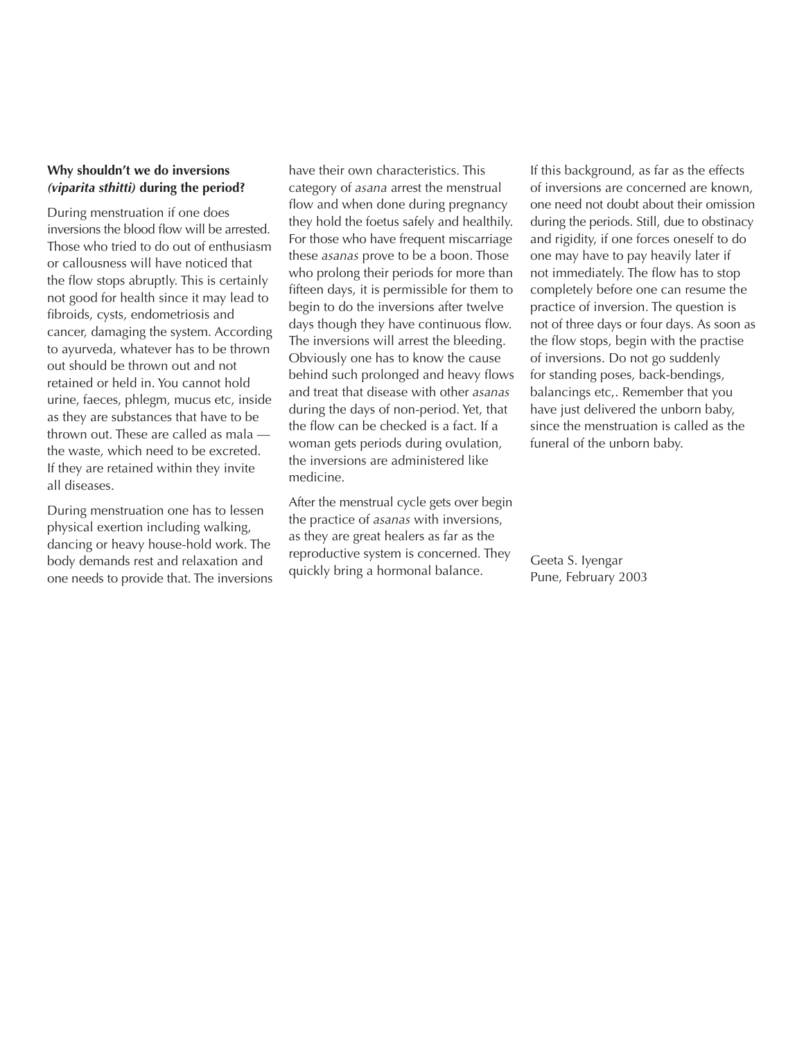**Why shouldn't we do inversions *(viparita sthitti)* during the period?**

During menstruation if one does inversions the blood flow will be arrested. Those who tried to do out of enthusiasm or callousness will have noticed that the flow stops abruptly. This is certainly not good for health since it may lead to fibroids, cysts, endometriosis and cancer, damaging the system. According to ayurveda, whatever has to be thrown out should be thrown out and not retained or held in. You cannot hold urine, faeces, phlegm, mucus etc, inside as they are substances that have to be thrown out. These are called as mala — the waste, which need to be excreted. If they are retained within they invite all diseases.

During menstruation one has to lessen physical exertion including walking, dancing or heavy house-hold work. The body demands rest and relaxation and one needs to provide that. The inversions have their own characteristics. This category of *asana* arrest the menstrual flow and when done during pregnancy they hold the foetus safely and healthily. For those who have frequent miscarriage these *asanas* prove to be a boon. Those who prolong their periods for more than fifteen days, it is permissible for them to begin to do the inversions after twelve days though they have continuous flow. The inversions will arrest the bleeding. Obviously one has to know the cause behind such prolonged and heavy flows and treat that disease with other *asanas* during the days of non-period. Yet, that the flow can be checked is a fact. If a woman gets periods during ovulation, the inversions are administered like medicine.

After the menstrual cycle gets over begin the practice of *asanas* with inversions, as they are great healers as far as the reproductive system is concerned. They quickly bring a hormonal balance.

If this background, as far as the effects of inversions are concerned are known, one need not doubt about their omission during the periods. Still, due to obstinacy and rigidity, if one forces oneself to do one may have to pay heavily later if not immediately. The flow has to stop completely before one can resume the practice of inversion. The question is not of three days or four days. As soon as the flow stops, begin with the practise of inversions. Do not go suddenly for standing poses, back-bendings, balancings etc,. Remember that you have just delivered the unborn baby, since the menstruation is called as the funeral of the unborn baby.

Geeta S. Iyengar
Pune, February 2003